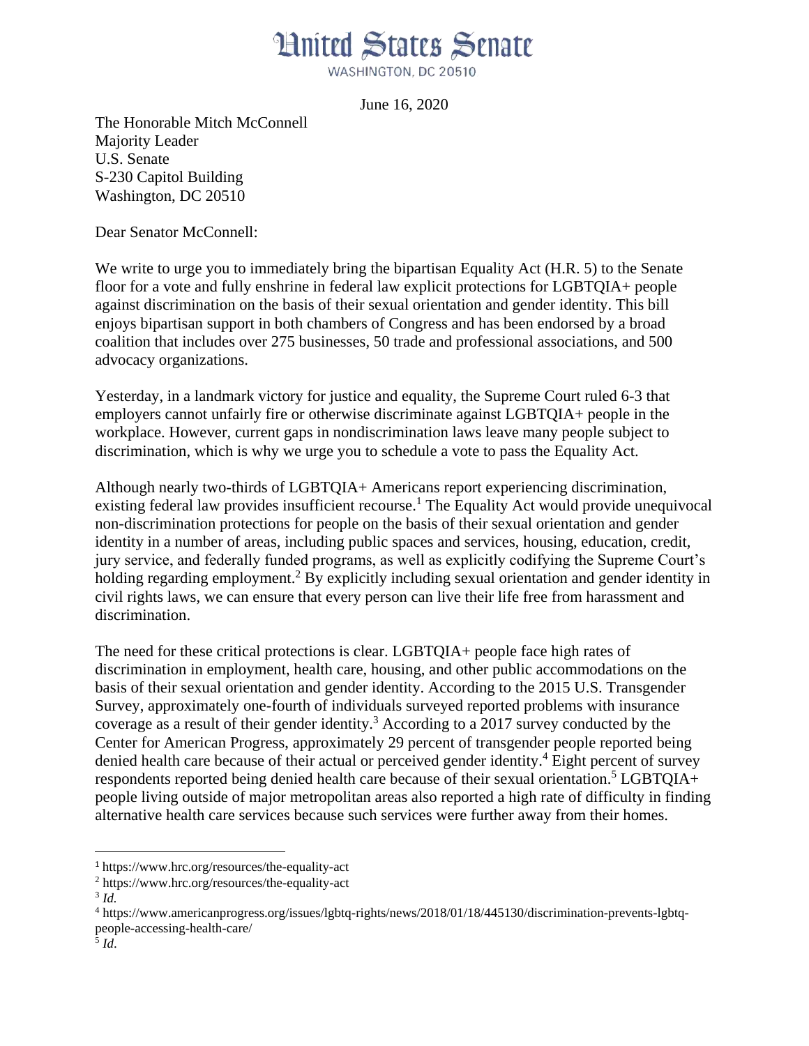# United States Senate

WASHINGTON, DC 20510

June 16, 2020

The Honorable Mitch McConnell
Majority Leader
U.S. Senate
S-230 Capitol Building
Washington, DC 20510

Dear Senator McConnell:

We write to urge you to immediately bring the bipartisan Equality Act (H.R. 5) to the Senate floor for a vote and fully enshrine in federal law explicit protections for LGBTQIA+ people against discrimination on the basis of their sexual orientation and gender identity. This bill enjoys bipartisan support in both chambers of Congress and has been endorsed by a broad coalition that includes over 275 businesses, 50 trade and professional associations, and 500 advocacy organizations.

Yesterday, in a landmark victory for justice and equality, the Supreme Court ruled 6-3 that employers cannot unfairly fire or otherwise discriminate against LGBTQIA+ people in the workplace. However, current gaps in nondiscrimination laws leave many people subject to discrimination, which is why we urge you to schedule a vote to pass the Equality Act.

Although nearly two-thirds of LGBTQIA+ Americans report experiencing discrimination, existing federal law provides insufficient recourse.[1] The Equality Act would provide unequivocal non-discrimination protections for people on the basis of their sexual orientation and gender identity in a number of areas, including public spaces and services, housing, education, credit, jury service, and federally funded programs, as well as explicitly codifying the Supreme Court's holding regarding employment.[2] By explicitly including sexual orientation and gender identity in civil rights laws, we can ensure that every person can live their life free from harassment and discrimination.

The need for these critical protections is clear. LGBTQIA+ people face high rates of discrimination in employment, health care, housing, and other public accommodations on the basis of their sexual orientation and gender identity. According to the 2015 U.S. Transgender Survey, approximately one-fourth of individuals surveyed reported problems with insurance coverage as a result of their gender identity.[3] According to a 2017 survey conducted by the Center for American Progress, approximately 29 percent of transgender people reported being denied health care because of their actual or perceived gender identity.[4] Eight percent of survey respondents reported being denied health care because of their sexual orientation.[5] LGBTQIA+ people living outside of major metropolitan areas also reported a high rate of difficulty in finding alternative health care services because such services were further away from their homes.

---

[1] https://www.hrc.org/resources/the-equality-act

[2] https://www.hrc.org/resources/the-equality-act

[3] *Id.*

[4] https://www.americanprogress.org/issues/lgbtq-rights/news/2018/01/18/445130/discrimination-prevents-lgbtq-people-accessing-health-care/

[5] *Id.*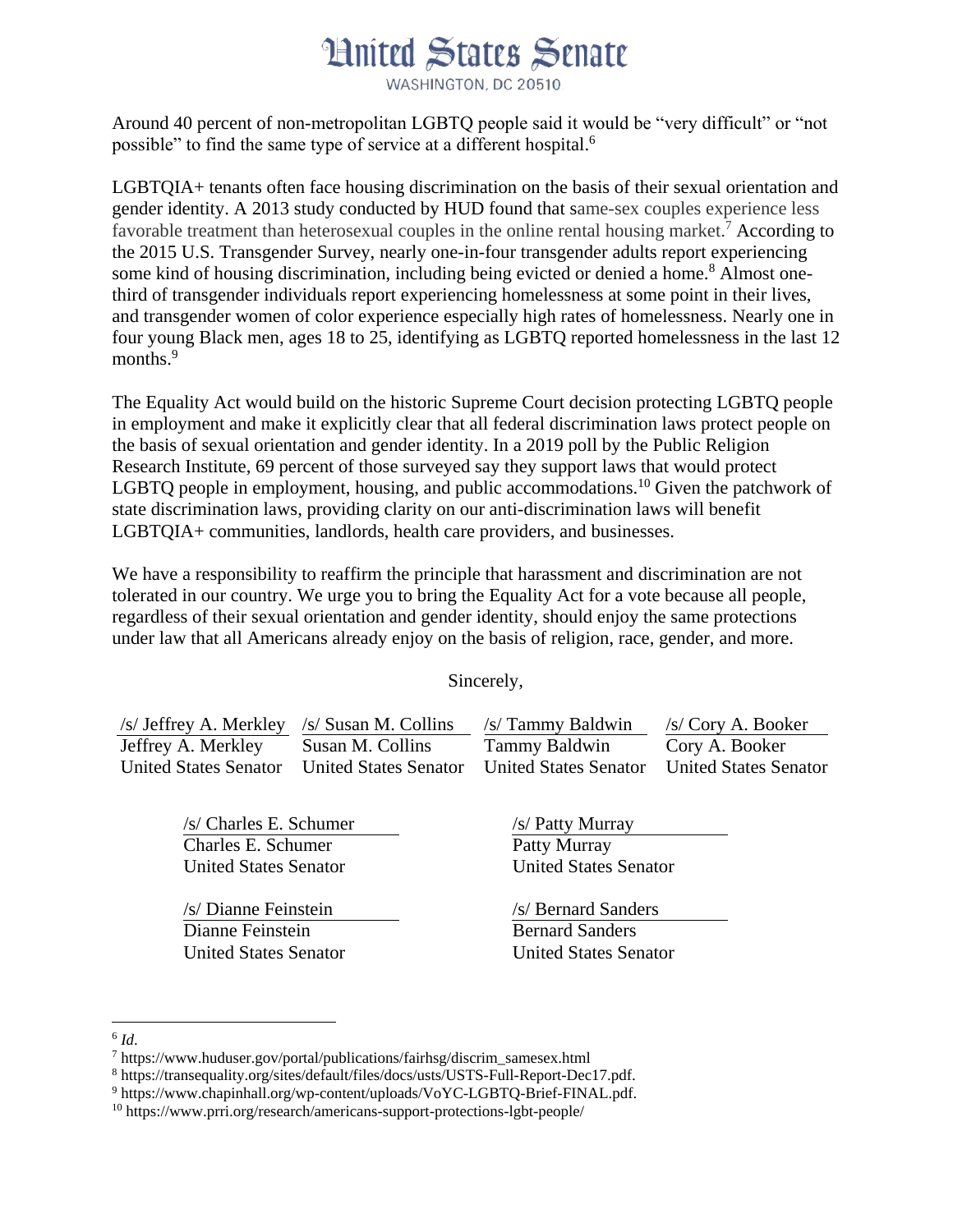Around 40 percent of non-metropolitan LGBTQ people said it would be "very difficult" or "not possible" to find the same type of service at a different hospital.[6]

LGBTQIA+ tenants often face housing discrimination on the basis of their sexual orientation and gender identity. A 2013 study conducted by HUD found that same-sex couples experience less favorable treatment than heterosexual couples in the online rental housing market.[7] According to the 2015 U.S. Transgender Survey, nearly one-in-four transgender adults report experiencing some kind of housing discrimination, including being evicted or denied a home.[8] Almost one-third of transgender individuals report experiencing homelessness at some point in their lives, and transgender women of color experience especially high rates of homelessness. Nearly one in four young Black men, ages 18 to 25, identifying as LGBTQ reported homelessness in the last 12 months.[9]

The Equality Act would build on the historic Supreme Court decision protecting LGBTQ people in employment and make it explicitly clear that all federal discrimination laws protect people on the basis of sexual orientation and gender identity. In a 2019 poll by the Public Religion Research Institute, 69 percent of those surveyed say they support laws that would protect LGBTQ people in employment, housing, and public accommodations.[10] Given the patchwork of state discrimination laws, providing clarity on our anti-discrimination laws will benefit LGBTQIA+ communities, landlords, health care providers, and businesses.

We have a responsibility to reaffirm the principle that harassment and discrimination are not tolerated in our country. We urge you to bring the Equality Act for a vote because all people, regardless of their sexual orientation and gender identity, should enjoy the same protections under law that all Americans already enjoy on the basis of religion, race, gender, and more.

Sincerely,

/s/ Jeffrey A. Merkley
Jeffrey A. Merkley
United States Senator

/s/ Susan M. Collins
Susan M. Collins
United States Senator

/s/ Tammy Baldwin
Tammy Baldwin
United States Senator

/s/ Cory A. Booker
Cory A. Booker
United States Senator

/s/ Charles E. Schumer
Charles E. Schumer
United States Senator

/s/ Patty Murray
Patty Murray
United States Senator

/s/ Dianne Feinstein
Dianne Feinstein
United States Senator

/s/ Bernard Sanders
Bernard Sanders
United States Senator

---

[6] *Id*.
[7] https://www.huduser.gov/portal/publications/fairhsg/discrim_samesex.html
[8] https://transequality.org/sites/default/files/docs/usts/USTS-Full-Report-Dec17.pdf.
[9] https://www.chapinhall.org/wp-content/uploads/VoYC-LGBTQ-Brief-FINAL.pdf.
[10] https://www.prri.org/research/americans-support-protections-lgbt-people/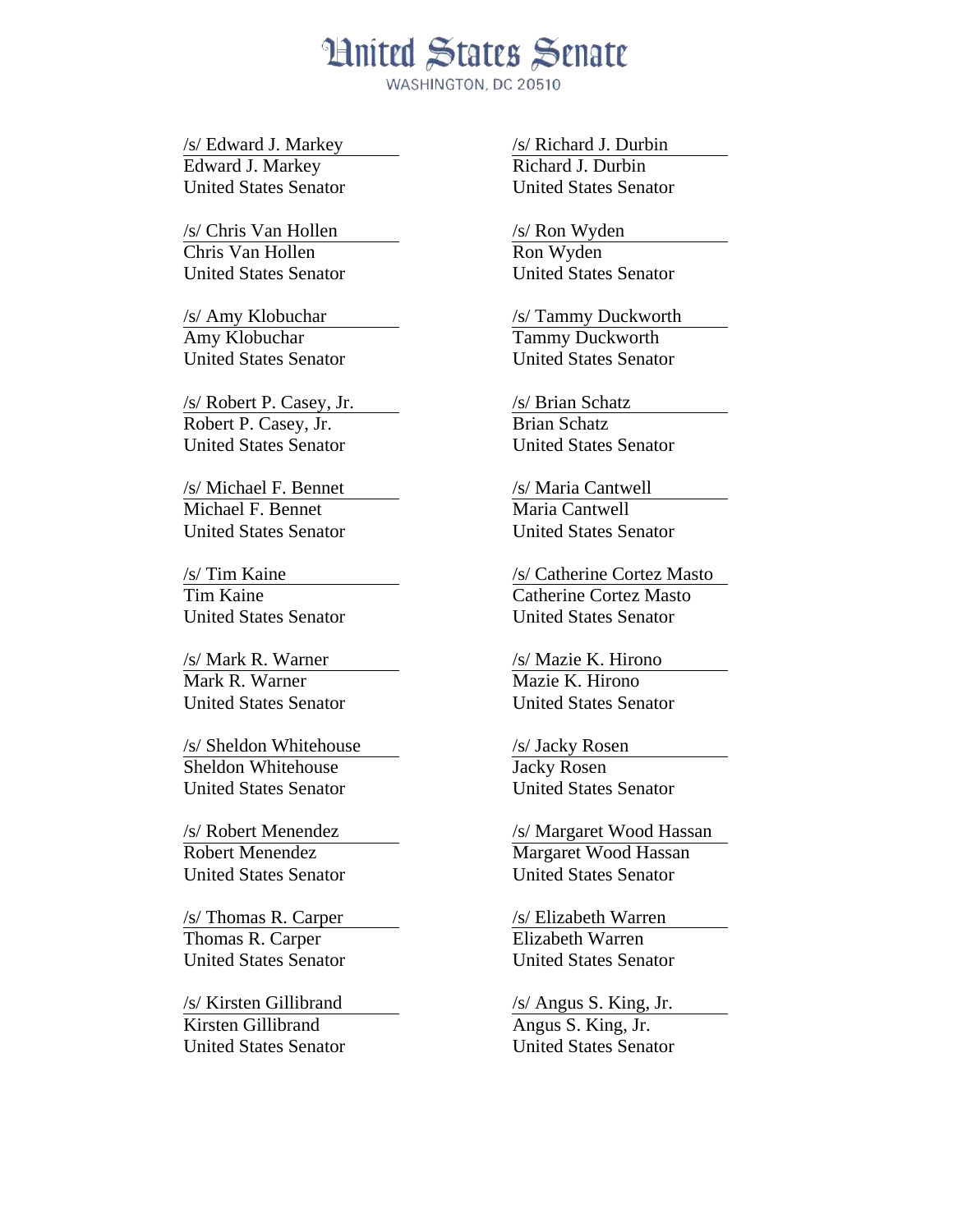# United States Senate

WASHINGTON, DC 20510

/s/ Edward J. Markey
Edward J. Markey
United States Senator

/s/ Richard J. Durbin
Richard J. Durbin
United States Senator

/s/ Chris Van Hollen
Chris Van Hollen
United States Senator

/s/ Ron Wyden
Ron Wyden
United States Senator

/s/ Amy Klobuchar
Amy Klobuchar
United States Senator

/s/ Tammy Duckworth
Tammy Duckworth
United States Senator

/s/ Robert P. Casey, Jr.
Robert P. Casey, Jr.
United States Senator

/s/ Brian Schatz
Brian Schatz
United States Senator

/s/ Michael F. Bennet
Michael F. Bennet
United States Senator

/s/ Maria Cantwell
Maria Cantwell
United States Senator

/s/ Tim Kaine
Tim Kaine
United States Senator

/s/ Catherine Cortez Masto
Catherine Cortez Masto
United States Senator

/s/ Mark R. Warner
Mark R. Warner
United States Senator

/s/ Mazie K. Hirono
Mazie K. Hirono
United States Senator

/s/ Sheldon Whitehouse
Sheldon Whitehouse
United States Senator

/s/ Jacky Rosen
Jacky Rosen
United States Senator

/s/ Robert Menendez
Robert Menendez
United States Senator

/s/ Margaret Wood Hassan
Margaret Wood Hassan
United States Senator

/s/ Thomas R. Carper
Thomas R. Carper
United States Senator

/s/ Elizabeth Warren
Elizabeth Warren
United States Senator

/s/ Kirsten Gillibrand
Kirsten Gillibrand
United States Senator

/s/ Angus S. King, Jr.
Angus S. King, Jr.
United States Senator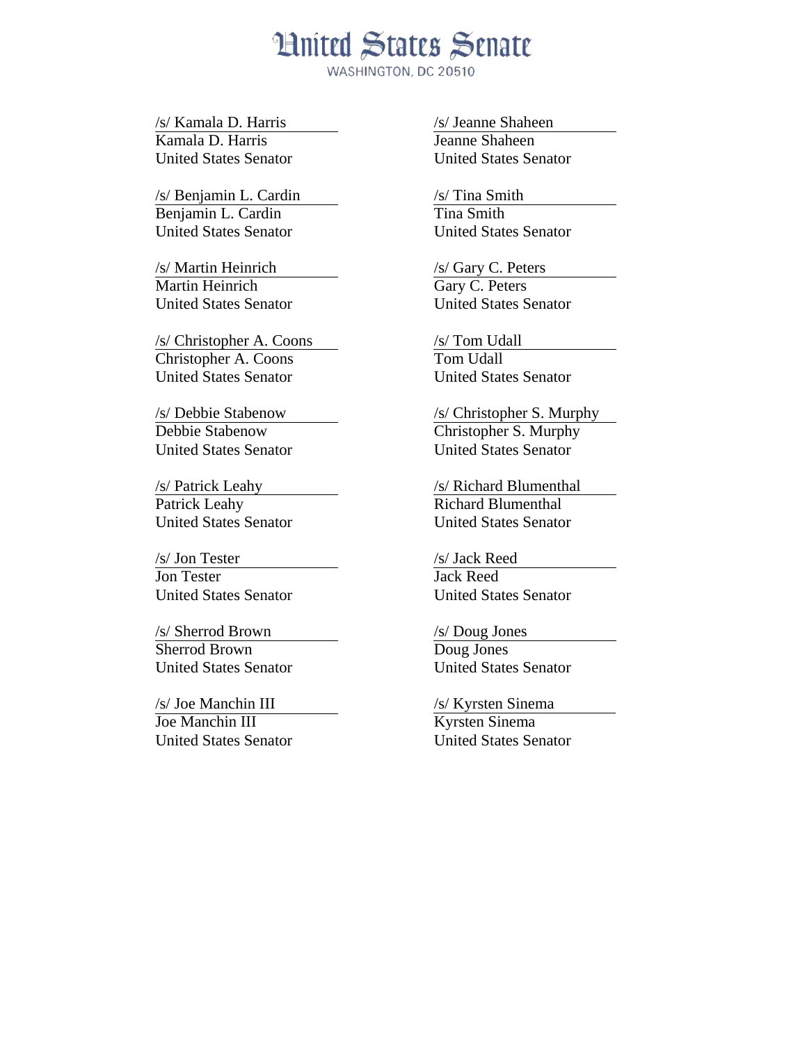# United States Senate

WASHINGTON, DC 20510

/s/ Kamala D. Harris
Kamala D. Harris
United States Senator

/s/ Jeanne Shaheen
Jeanne Shaheen
United States Senator

/s/ Benjamin L. Cardin
Benjamin L. Cardin
United States Senator

/s/ Tina Smith
Tina Smith
United States Senator

/s/ Martin Heinrich
Martin Heinrich
United States Senator

/s/ Gary C. Peters
Gary C. Peters
United States Senator

/s/ Christopher A. Coons
Christopher A. Coons
United States Senator

/s/ Tom Udall
Tom Udall
United States Senator

/s/ Debbie Stabenow
Debbie Stabenow
United States Senator

/s/ Christopher S. Murphy
Christopher S. Murphy
United States Senator

/s/ Patrick Leahy
Patrick Leahy
United States Senator

/s/ Richard Blumenthal
Richard Blumenthal
United States Senator

/s/ Jon Tester
Jon Tester
United States Senator

/s/ Jack Reed
Jack Reed
United States Senator

/s/ Sherrod Brown
Sherrod Brown
United States Senator

/s/ Doug Jones
Doug Jones
United States Senator

/s/ Joe Manchin III
Joe Manchin III
United States Senator

/s/ Kyrsten Sinema
Kyrsten Sinema
United States Senator